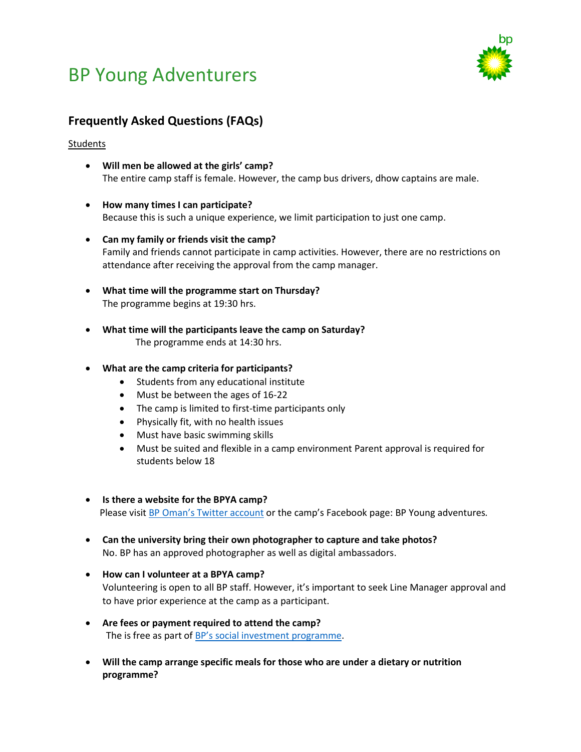# BP Young Adventurers

## Frequently Asked Questions (FAQs)

Students

- **Will men be allowed at the girls' camp?**
  The entire camp staff is female. However, the camp bus drivers, dhow captains are male.

- **How many times I can participate?**
  Because this is such a unique experience, we limit participation to just one camp.

- **Can my family or friends visit the camp?**
  Family and friends cannot participate in camp activities. However, there are no restrictions on attendance after receiving the approval from the camp manager.

- **What time will the programme start on Thursday?**
  The programme begins at 19:30 hrs.

- **What time will the participants leave the camp on Saturday?**
  The programme ends at 14:30 hrs.

- **What are the camp criteria for participants?**
  - Students from any educational institute
  - Must be between the ages of 16-22
  - The camp is limited to first-time participants only
  - Physically fit, with no health issues
  - Must have basic swimming skills
  - Must be suited and flexible in a camp environment Parent approval is required for students below 18

- **Is there a website for the BPYA camp?**
  Please visit [BP Oman's Twitter account]() or the camp's Facebook page: BP Young adventures.

- **Can the university bring their own photographer to capture and take photos?**
  No. BP has an approved photographer as well as digital ambassadors.

- **How can I volunteer at a BPYA camp?**
  Volunteering is open to all BP staff. However, it's important to seek Line Manager approval and to have prior experience at the camp as a participant.

- **Are fees or payment required to attend the camp?**
  The is free as part of [BP's social investment programme]().

- **Will the camp arrange specific meals for those who are under a dietary or nutrition programme?**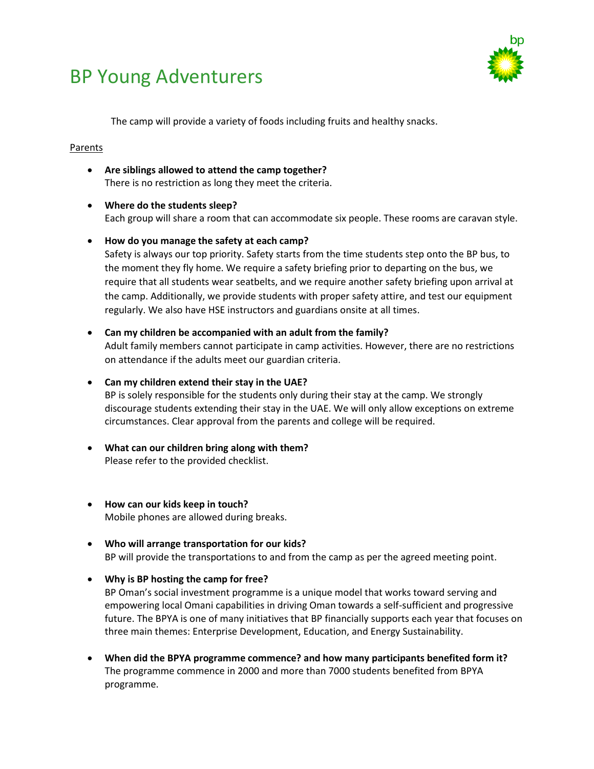# BP Young Adventurers

The camp will provide a variety of foods including fruits and healthy snacks.

Parents

- **Are siblings allowed to attend the camp together?**
  There is no restriction as long they meet the criteria.

- **Where do the students sleep?**
  Each group will share a room that can accommodate six people. These rooms are caravan style.

- **How do you manage the safety at each camp?**
  Safety is always our top priority. Safety starts from the time students step onto the BP bus, to the moment they fly home. We require a safety briefing prior to departing on the bus, we require that all students wear seatbelts, and we require another safety briefing upon arrival at the camp. Additionally, we provide students with proper safety attire, and test our equipment regularly. We also have HSE instructors and guardians onsite at all times.

- **Can my children be accompanied with an adult from the family?**
  Adult family members cannot participate in camp activities. However, there are no restrictions on attendance if the adults meet our guardian criteria.

- **Can my children extend their stay in the UAE?**
  BP is solely responsible for the students only during their stay at the camp. We strongly discourage students extending their stay in the UAE. We will only allow exceptions on extreme circumstances. Clear approval from the parents and college will be required.

- **What can our children bring along with them?**
  Please refer to the provided checklist.

- **How can our kids keep in touch?**
  Mobile phones are allowed during breaks.

- **Who will arrange transportation for our kids?**
  BP will provide the transportations to and from the camp as per the agreed meeting point.

- **Why is BP hosting the camp for free?**
  BP Oman's social investment programme is a unique model that works toward serving and empowering local Omani capabilities in driving Oman towards a self-sufficient and progressive future. The BPYA is one of many initiatives that BP financially supports each year that focuses on three main themes: Enterprise Development, Education, and Energy Sustainability.

- **When did the BPYA programme commence? and how many participants benefited form it?**
  The programme commence in 2000 and more than 7000 students benefited from BPYA programme.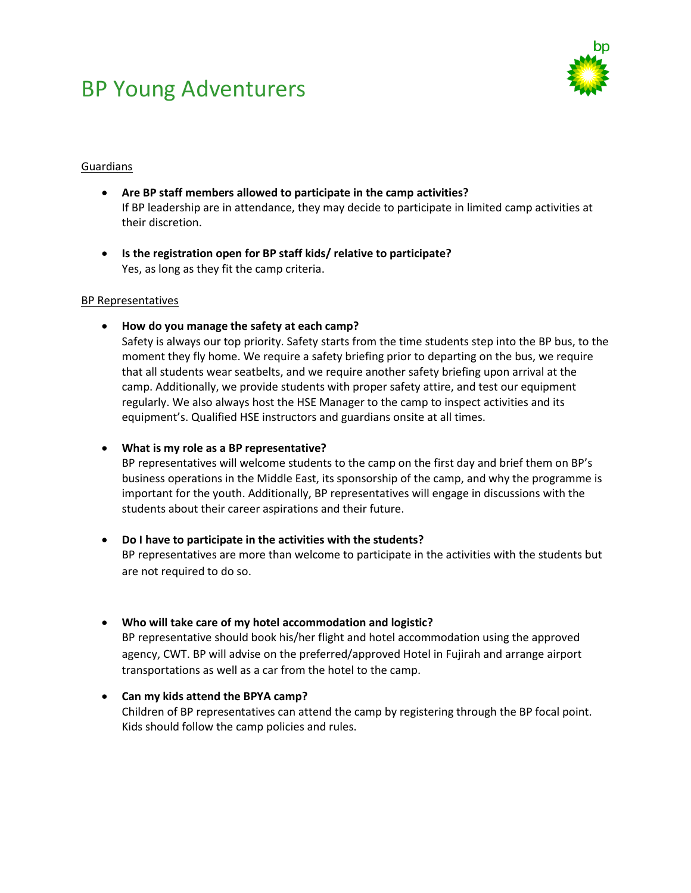# BP Young Adventurers

## Guardians

- **Are BP staff members allowed to participate in the camp activities?**
  If BP leadership are in attendance, they may decide to participate in limited camp activities at their discretion.

- **Is the registration open for BP staff kids/ relative to participate?**
  Yes, as long as they fit the camp criteria.

## BP Representatives

- **How do you manage the safety at each camp?**
  Safety is always our top priority. Safety starts from the time students step into the BP bus, to the moment they fly home. We require a safety briefing prior to departing on the bus, we require that all students wear seatbelts, and we require another safety briefing upon arrival at the camp. Additionally, we provide students with proper safety attire, and test our equipment regularly. We also always host the HSE Manager to the camp to inspect activities and its equipment's. Qualified HSE instructors and guardians onsite at all times.

- **What is my role as a BP representative?**
  BP representatives will welcome students to the camp on the first day and brief them on BP's business operations in the Middle East, its sponsorship of the camp, and why the programme is important for the youth. Additionally, BP representatives will engage in discussions with the students about their career aspirations and their future.

- **Do I have to participate in the activities with the students?**
  BP representatives are more than welcome to participate in the activities with the students but are not required to do so.

- **Who will take care of my hotel accommodation and logistic?**
  BP representative should book his/her flight and hotel accommodation using the approved agency, CWT. BP will advise on the preferred/approved Hotel in Fujirah and arrange airport transportations as well as a car from the hotel to the camp.

- **Can my kids attend the BPYA camp?**
  Children of BP representatives can attend the camp by registering through the BP focal point. Kids should follow the camp policies and rules.